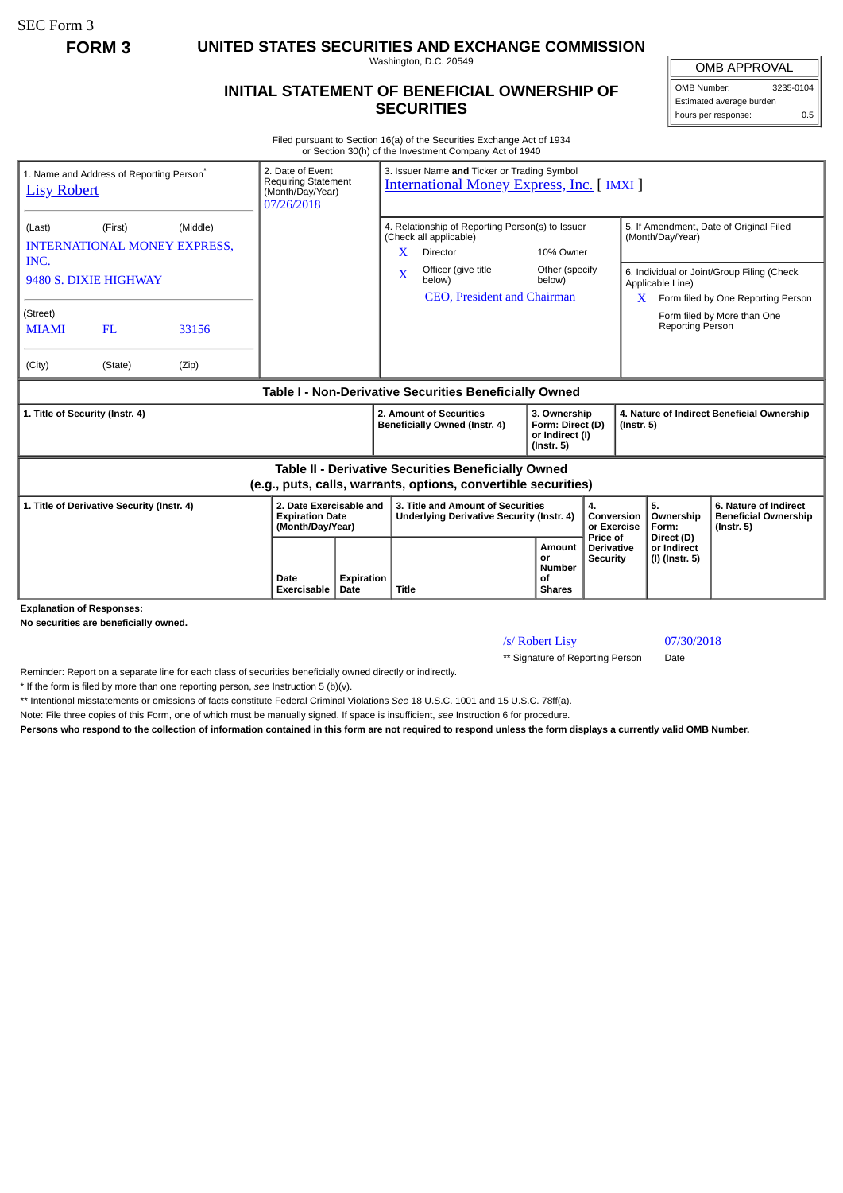SEC Form 3

**FORM 3**

# UNITED STATES SECURITIES AND EXCHANGE COMMISSION

Washington, D.C. 20549

## INITIAL STATEMENT OF BENEFICIAL OWNERSHIP OF SECURITIES

| OMB APPROVAL | |
|---|---|
| OMB Number: | 3235-0104 |
| Estimated average burden hours per response: | 0.5 |

Filed pursuant to Section 16(a) of the Securities Exchange Act of 1934 or Section 30(h) of the Investment Company Act of 1940

1. Name and Address of Reporting Person*
Lisy Robert

(Last) (First) (Middle)
INTERNATIONAL MONEY EXPRESS, INC.
9480 S. DIXIE HIGHWAY

(Street)
MIAMI FL 33156

(City) (State) (Zip)

2. Date of Event Requiring Statement (Month/Day/Year)
07/26/2018

3. Issuer Name **and** Ticker or Trading Symbol
International Money Express, Inc. [ IMXI ]

4. Relationship of Reporting Person(s) to Issuer (Check all applicable)
X Director
10% Owner
X Officer (give title below)
Other (specify below)
CEO, President and Chairman

5. If Amendment, Date of Original Filed (Month/Day/Year)

6. Individual or Joint/Group Filing (Check Applicable Line)
X Form filed by One Reporting Person
Form filed by More than One Reporting Person

### Table I - Non-Derivative Securities Beneficially Owned

| 1. Title of Security (Instr. 4) | 2. Amount of Securities Beneficially Owned (Instr. 4) | 3. Ownership Form: Direct (D) or Indirect (I) (Instr. 5) | 4. Nature of Indirect Beneficial Ownership (Instr. 5) |
|---|---|---|---|

### Table II - Derivative Securities Beneficially Owned (e.g., puts, calls, warrants, options, convertible securities)

| 1. Title of Derivative Security (Instr. 4) | 2. Date Exercisable and Expiration Date (Month/Day/Year) | | 3. Title and Amount of Securities Underlying Derivative Security (Instr. 4) | | 4. Conversion or Exercise Price of Derivative Security | 5. Ownership Form: Direct (D) or Indirect (I) (Instr. 5) | 6. Nature of Indirect Beneficial Ownership (Instr. 5) |
|---|---|---|---|---|---|---|---|
| | Date Exercisable | Expiration Date | Title | Amount or Number of Shares | | | |

**Explanation of Responses:**

**No securities are beneficially owned.**

/s/ Robert Lisy 07/30/2018

** Signature of Reporting Person Date

Reminder: Report on a separate line for each class of securities beneficially owned directly or indirectly.

* If the form is filed by more than one reporting person, *see* Instruction 5 (b)(v).

** Intentional misstatements or omissions of facts constitute Federal Criminal Violations *See* 18 U.S.C. 1001 and 15 U.S.C. 78ff(a).

Note: File three copies of this Form, one of which must be manually signed. If space is insufficient, *see* Instruction 6 for procedure.

**Persons who respond to the collection of information contained in this form are not required to respond unless the form displays a currently valid OMB Number.**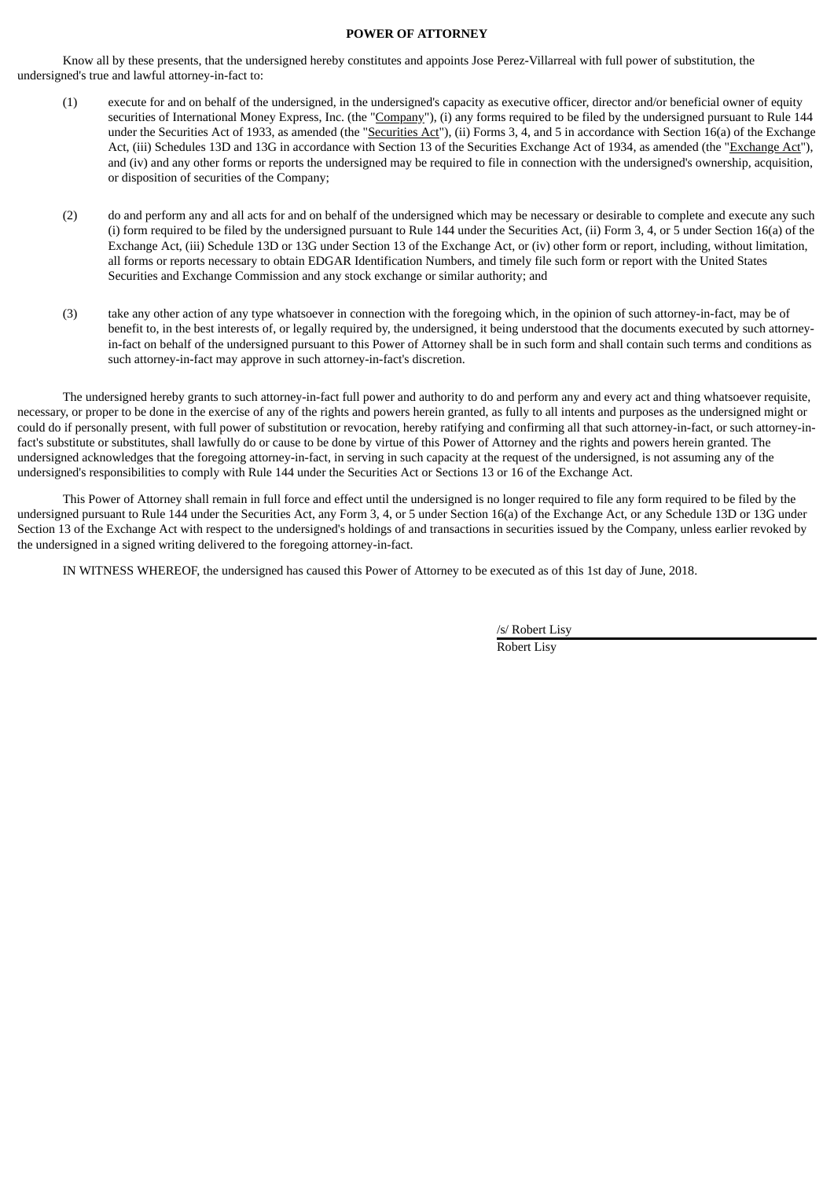# POWER OF ATTORNEY

Know all by these presents, that the undersigned hereby constitutes and appoints Jose Perez-Villarreal with full power of substitution, the undersigned's true and lawful attorney-in-fact to:

(1) execute for and on behalf of the undersigned, in the undersigned's capacity as executive officer, director and/or beneficial owner of equity securities of International Money Express, Inc. (the "Company"), (i) any forms required to be filed by the undersigned pursuant to Rule 144 under the Securities Act of 1933, as amended (the "Securities Act"), (ii) Forms 3, 4, and 5 in accordance with Section 16(a) of the Exchange Act, (iii) Schedules 13D and 13G in accordance with Section 13 of the Securities Exchange Act of 1934, as amended (the "Exchange Act"), and (iv) and any other forms or reports the undersigned may be required to file in connection with the undersigned's ownership, acquisition, or disposition of securities of the Company;

(2) do and perform any and all acts for and on behalf of the undersigned which may be necessary or desirable to complete and execute any such (i) form required to be filed by the undersigned pursuant to Rule 144 under the Securities Act, (ii) Form 3, 4, or 5 under Section 16(a) of the Exchange Act, (iii) Schedule 13D or 13G under Section 13 of the Exchange Act, or (iv) other form or report, including, without limitation, all forms or reports necessary to obtain EDGAR Identification Numbers, and timely file such form or report with the United States Securities and Exchange Commission and any stock exchange or similar authority; and

(3) take any other action of any type whatsoever in connection with the foregoing which, in the opinion of such attorney-in-fact, may be of benefit to, in the best interests of, or legally required by, the undersigned, it being understood that the documents executed by such attorney-in-fact on behalf of the undersigned pursuant to this Power of Attorney shall be in such form and shall contain such terms and conditions as such attorney-in-fact may approve in such attorney-in-fact's discretion.

The undersigned hereby grants to such attorney-in-fact full power and authority to do and perform any and every act and thing whatsoever requisite, necessary, or proper to be done in the exercise of any of the rights and powers herein granted, as fully to all intents and purposes as the undersigned might or could do if personally present, with full power of substitution or revocation, hereby ratifying and confirming all that such attorney-in-fact, or such attorney-in-fact's substitute or substitutes, shall lawfully do or cause to be done by virtue of this Power of Attorney and the rights and powers herein granted. The undersigned acknowledges that the foregoing attorney-in-fact, in serving in such capacity at the request of the undersigned, is not assuming any of the undersigned's responsibilities to comply with Rule 144 under the Securities Act or Sections 13 or 16 of the Exchange Act.

This Power of Attorney shall remain in full force and effect until the undersigned is no longer required to file any form required to be filed by the undersigned pursuant to Rule 144 under the Securities Act, any Form 3, 4, or 5 under Section 16(a) of the Exchange Act, or any Schedule 13D or 13G under Section 13 of the Exchange Act with respect to the undersigned's holdings of and transactions in securities issued by the Company, unless earlier revoked by the undersigned in a signed writing delivered to the foregoing attorney-in-fact.

IN WITNESS WHEREOF, the undersigned has caused this Power of Attorney to be executed as of this 1st day of June, 2018.

/s/ Robert Lisy

Robert Lisy